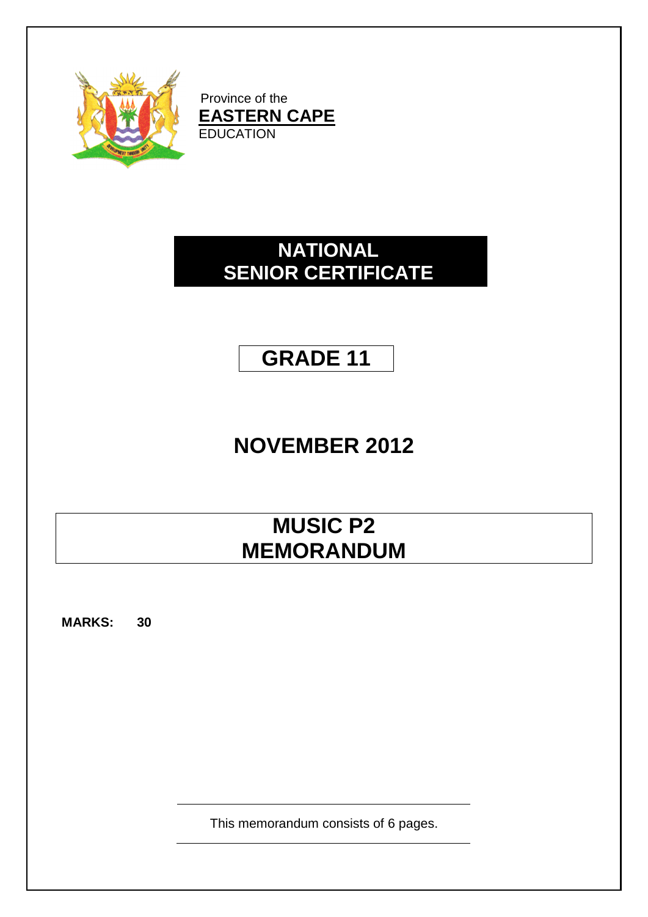Province of the
**EASTERN CAPE**
EDUCATION

# NATIONAL SENIOR CERTIFICATE

## GRADE 11

## NOVEMBER 2012

# MUSIC P2 MEMORANDUM

**MARKS: 30**

This memorandum consists of 6 pages.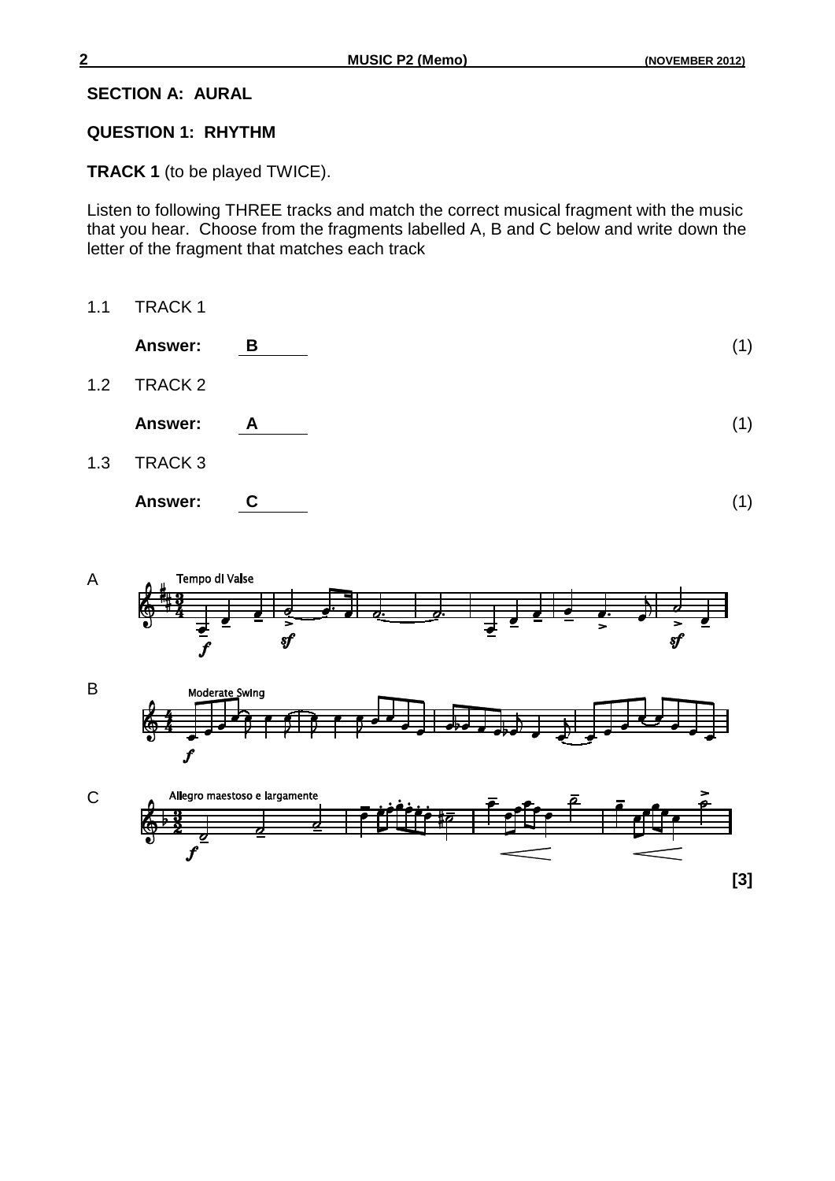## SECTION A: AURAL

### QUESTION 1: RHYTHM

**TRACK 1** (to be played TWICE).

Listen to following THREE tracks and match the correct musical fragment with the music that you hear. Choose from the fragments labelled A, B and C below and write down the letter of the fragment that matches each track

1.1 TRACK 1

**Answer:** B (1)

1.2 TRACK 2

**Answer:** A (1)

1.3 TRACK 3

**Answer:** C (1)

A — Tempo di Valse

B — Moderate Swing

C — Allegro maestoso e largamente

**[3]**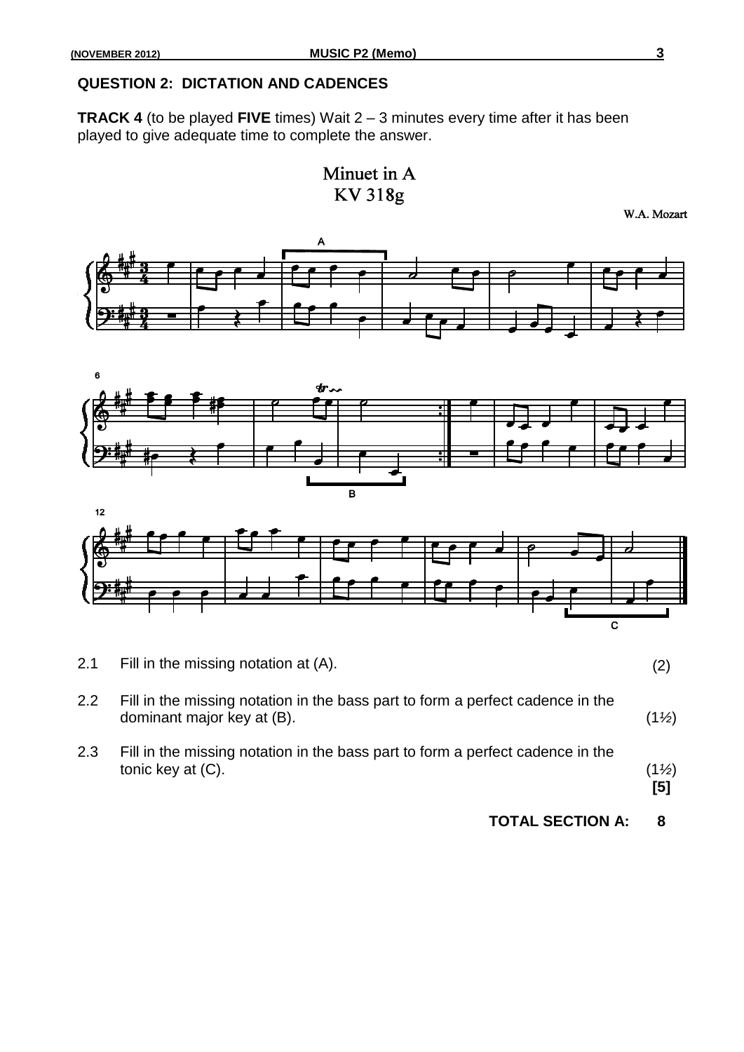## QUESTION 2: DICTATION AND CADENCES

**TRACK 4** (to be played **FIVE** times) Wait 2 – 3 minutes every time after it has been played to give adequate time to complete the answer.

Minuet in A
KV 318g

W.A. Mozart

2.1 Fill in the missing notation at (A). (2)

2.2 Fill in the missing notation in the bass part to form a perfect cadence in the dominant major key at (B). (1½)

2.3 Fill in the missing notation in the bass part to form a perfect cadence in the tonic key at (C). (1½)
**[5]**

**TOTAL SECTION A: 8**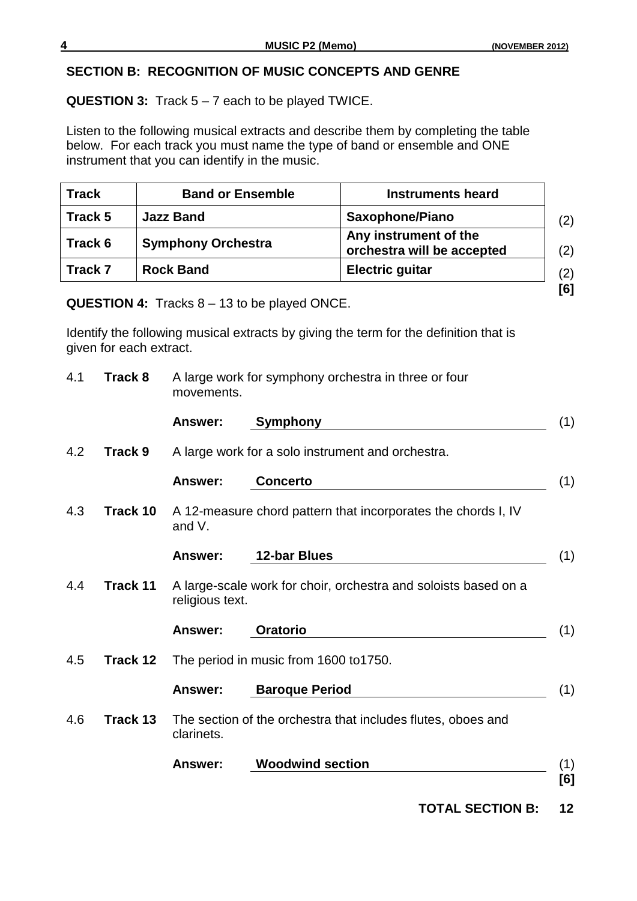## SECTION B: RECOGNITION OF MUSIC CONCEPTS AND GENRE

**QUESTION 3:** Track 5 – 7 each to be played TWICE.

Listen to the following musical extracts and describe them by completing the table below. For each track you must name the type of band or ensemble and ONE instrument that you can identify in the music.

| Track | Band or Ensemble | Instruments heard | |
|---|---|---|---|
| **Track 5** | **Jazz Band** | **Saxophone/Piano** | (2) |
| **Track 6** | **Symphony Orchestra** | **Any instrument of the orchestra will be accepted** | (2) |
| **Track 7** | **Rock Band** | **Electric guitar** | (2) |

**[6]**

**QUESTION 4:** Tracks 8 – 13 to be played ONCE.

Identify the following musical extracts by giving the term for the definition that is given for each extract.

4.1 **Track 8** A large work for symphony orchestra in three or four movements.

**Answer:** **Symphony** (1)

4.2 **Track 9** A large work for a solo instrument and orchestra.

**Answer:** **Concerto** (1)

4.3 **Track 10** A 12-measure chord pattern that incorporates the chords I, IV and V.

**Answer:** **12-bar Blues** (1)

4.4 **Track 11** A large-scale work for choir, orchestra and soloists based on a religious text.

**Answer:** **Oratorio** (1)

4.5 **Track 12** The period in music from 1600 to1750.

**Answer:** **Baroque Period** (1)

4.6 **Track 13** The section of the orchestra that includes flutes, oboes and clarinets.

**Answer:** **Woodwind section** (1)

**[6]**

**TOTAL SECTION B: 12**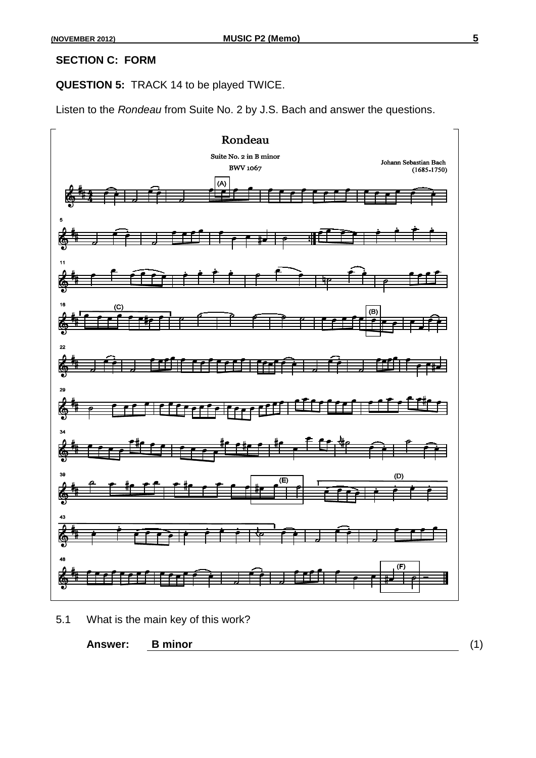## SECTION C: FORM

**QUESTION 5:** TRACK 14 to be played TWICE.

Listen to the *Rondeau* from Suite No. 2 by J.S. Bach and answer the questions.

5.1 What is the main key of this work?

**Answer:** **B minor** (1)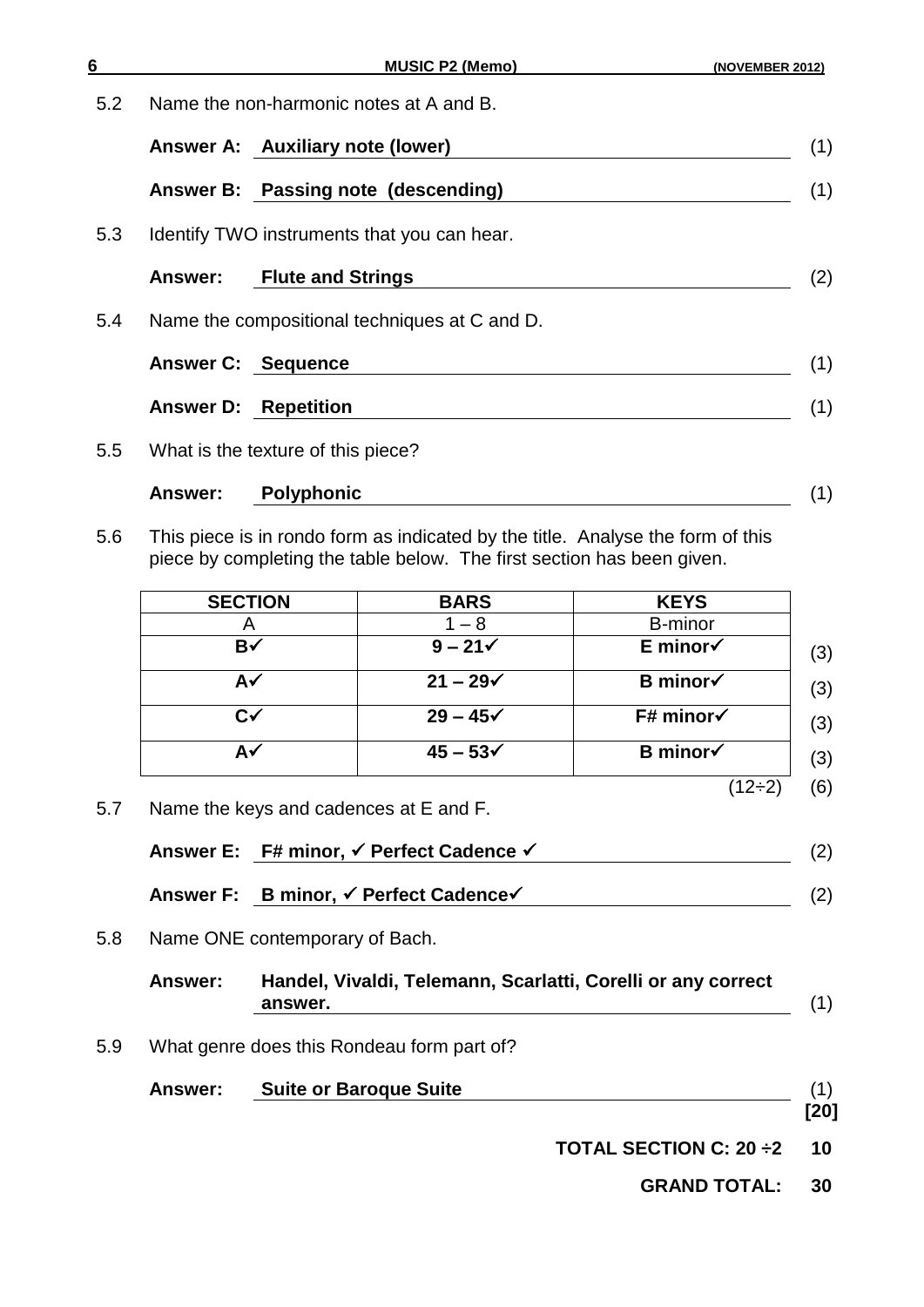5.2 Name the non-harmonic notes at A and B.

**Answer A:** **Auxiliary note (lower)** (1)

**Answer B:** **Passing note (descending)** (1)

5.3 Identify TWO instruments that you can hear.

**Answer:** **Flute and Strings** (2)

5.4 Name the compositional techniques at C and D.

**Answer C:** **Sequence** (1)

**Answer D:** **Repetition** (1)

5.5 What is the texture of this piece?

**Answer:** **Polyphonic** (1)

5.6 This piece is in rondo form as indicated by the title. Analyse the form of this piece by completing the table below. The first section has been given.

| SECTION | BARS | KEYS | |
|---|---|---|---|
| A | 1 – 8 | B-minor | |
| **B✓** | **9 – 21✓** | **E minor✓** | (3) |
| **A✓** | **21 – 29✓** | **B minor✓** | (3) |
| **C✓** | **29 – 45✓** | **F# minor✓** | (3) |
| **A✓** | **45 – 53✓** | **B minor✓** | (3) |
| | | (12÷2) | (6) |

5.7 Name the keys and cadences at E and F.

**Answer E:** **F# minor, ✓ Perfect Cadence ✓** (2)

**Answer F:** **B minor, ✓ Perfect Cadence✓** (2)

5.8 Name ONE contemporary of Bach.

**Answer:** **Handel, Vivaldi, Telemann, Scarlatti, Corelli or any correct answer.** (1)

5.9 What genre does this Rondeau form part of?

**Answer:** **Suite or Baroque Suite** (1)

**[20]**

**TOTAL SECTION C: 20 ÷2** **10**

**GRAND TOTAL:** **30**